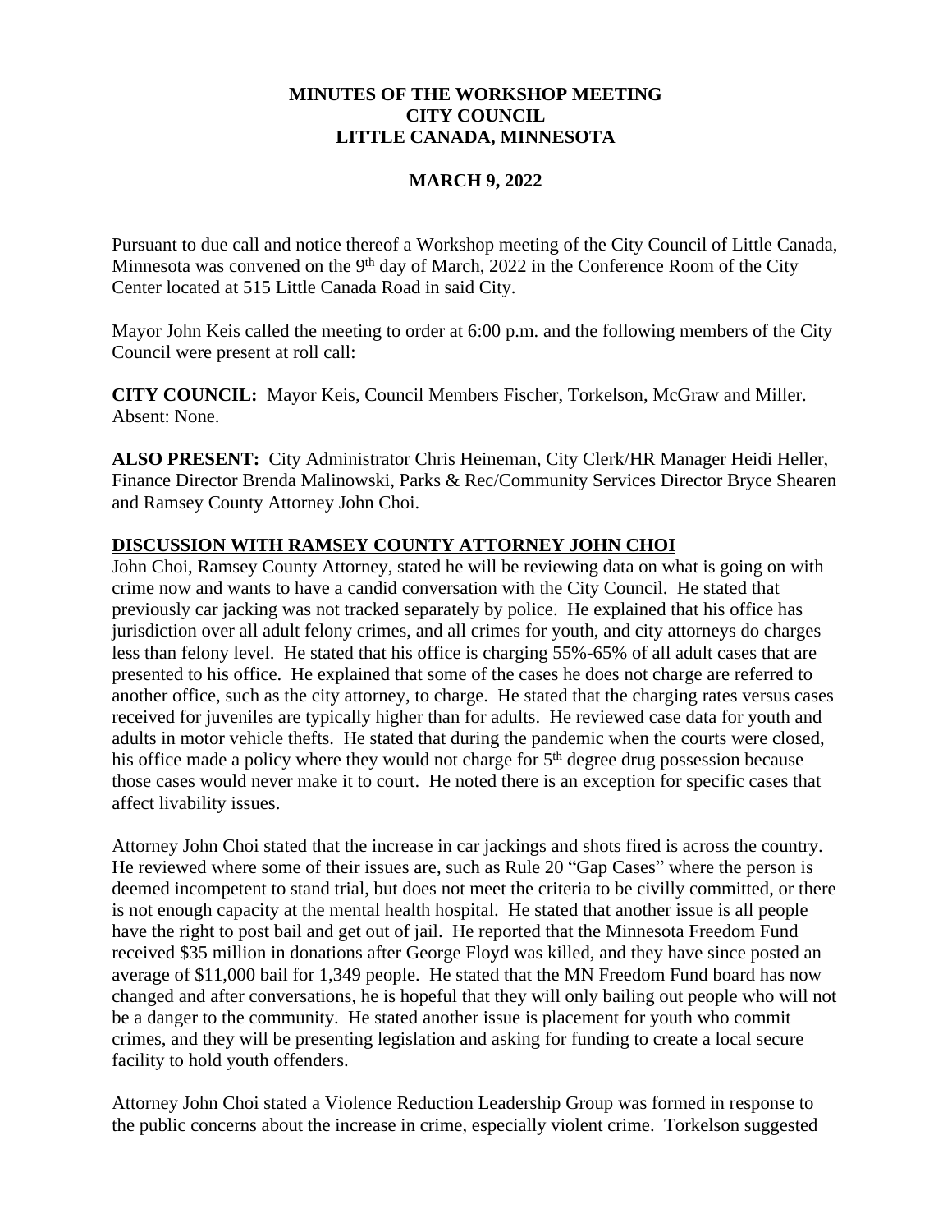**MINUTES OF THE WORKSHOP MEETING**
**CITY COUNCIL**
**LITTLE CANADA, MINNESOTA**

**MARCH 9, 2022**

Pursuant to due call and notice thereof a Workshop meeting of the City Council of Little Canada, Minnesota was convened on the 9th day of March, 2022 in the Conference Room of the City Center located at 515 Little Canada Road in said City.

Mayor John Keis called the meeting to order at 6:00 p.m. and the following members of the City Council were present at roll call:

**CITY COUNCIL:** Mayor Keis, Council Members Fischer, Torkelson, McGraw and Miller. Absent: None.

**ALSO PRESENT:** City Administrator Chris Heineman, City Clerk/HR Manager Heidi Heller, Finance Director Brenda Malinowski, Parks & Rec/Community Services Director Bryce Shearen and Ramsey County Attorney John Choi.

**DISCUSSION WITH RAMSEY COUNTY ATTORNEY JOHN CHOI**

John Choi, Ramsey County Attorney, stated he will be reviewing data on what is going on with crime now and wants to have a candid conversation with the City Council. He stated that previously car jacking was not tracked separately by police. He explained that his office has jurisdiction over all adult felony crimes, and all crimes for youth, and city attorneys do charges less than felony level. He stated that his office is charging 55%-65% of all adult cases that are presented to his office. He explained that some of the cases he does not charge are referred to another office, such as the city attorney, to charge. He stated that the charging rates versus cases received for juveniles are typically higher than for adults. He reviewed case data for youth and adults in motor vehicle thefts. He stated that during the pandemic when the courts were closed, his office made a policy where they would not charge for 5th degree drug possession because those cases would never make it to court. He noted there is an exception for specific cases that affect livability issues.

Attorney John Choi stated that the increase in car jackings and shots fired is across the country. He reviewed where some of their issues are, such as Rule 20 "Gap Cases" where the person is deemed incompetent to stand trial, but does not meet the criteria to be civilly committed, or there is not enough capacity at the mental health hospital. He stated that another issue is all people have the right to post bail and get out of jail. He reported that the Minnesota Freedom Fund received $35 million in donations after George Floyd was killed, and they have since posted an average of $11,000 bail for 1,349 people. He stated that the MN Freedom Fund board has now changed and after conversations, he is hopeful that they will only bailing out people who will not be a danger to the community. He stated another issue is placement for youth who commit crimes, and they will be presenting legislation and asking for funding to create a local secure facility to hold youth offenders.

Attorney John Choi stated a Violence Reduction Leadership Group was formed in response to the public concerns about the increase in crime, especially violent crime. Torkelson suggested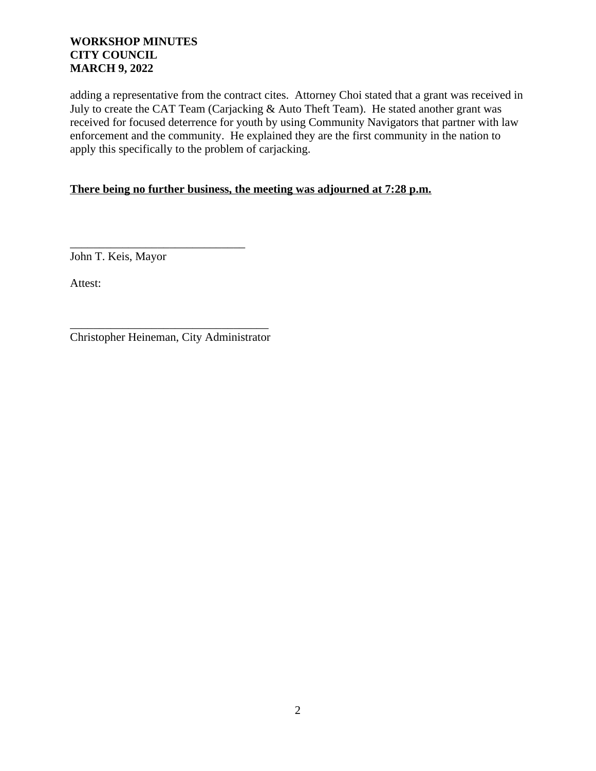adding a representative from the contract cites. Attorney Choi stated that a grant was received in July to create the CAT Team (Carjacking & Auto Theft Team). He stated another grant was received for focused deterrence for youth by using Community Navigators that partner with law enforcement and the community. He explained they are the first community in the nation to apply this specifically to the problem of carjacking.

**There being no further business, the meeting was adjourned at 7:28 p.m.**

\_\_\_\_\_\_\_\_\_\_\_\_\_\_\_\_\_\_\_\_\_\_\_\_\_\_\_\_\_\_
John T. Keis, Mayor

Attest:

\_\_\_\_\_\_\_\_\_\_\_\_\_\_\_\_\_\_\_\_\_\_\_\_\_\_\_\_\_\_\_\_\_\_
Christopher Heineman, City Administrator